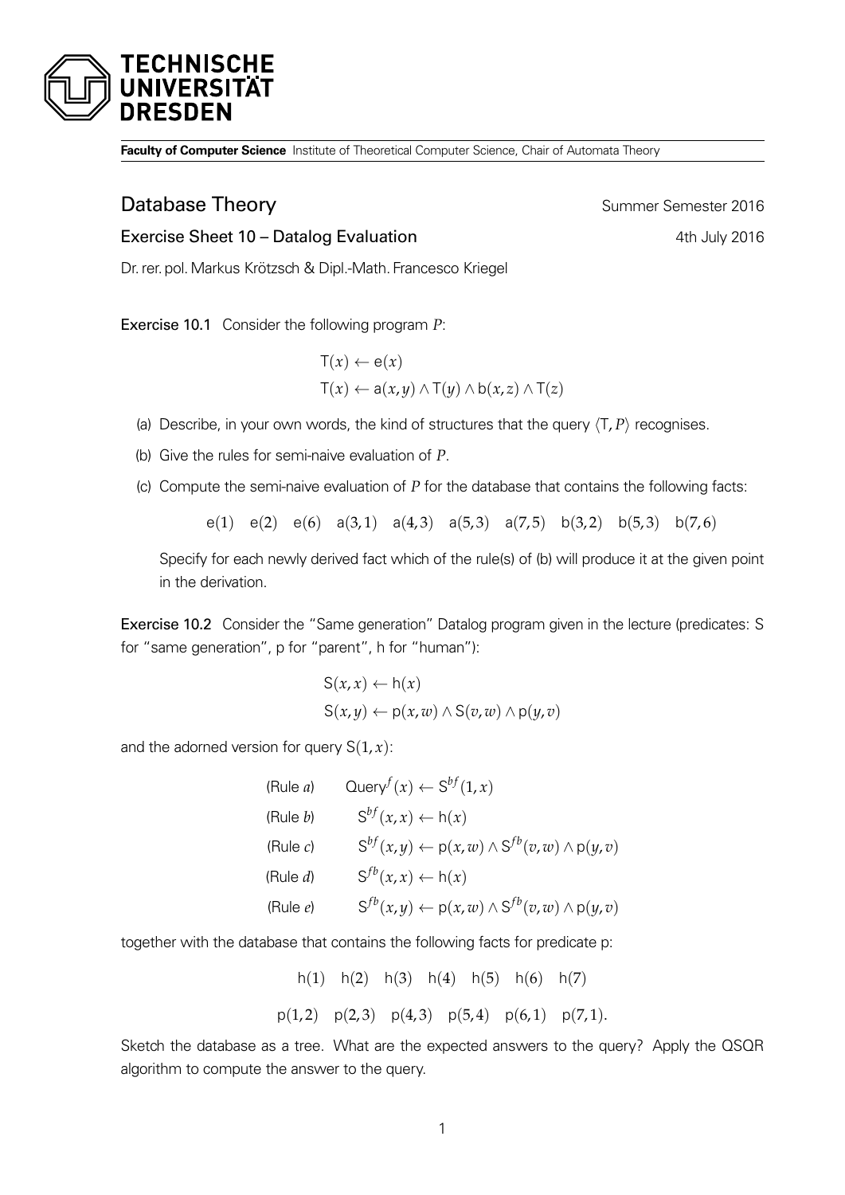**Faculty of Computer Science** Institute of Theoretical Computer Science, Chair of Automata Theory

# Database Theory

Summer Semester 2016

## Exercise Sheet 10 – Datalog Evaluation

4th July 2016

Dr. rer. pol. Markus Krötzsch & Dipl.-Math. Francesco Kriegel

**Exercise 10.1** Consider the following program $P$:

$$\mathsf{T}(x) \leftarrow \mathsf{e}(x)$$
$$\mathsf{T}(x) \leftarrow \mathsf{a}(x,y) \wedge \mathsf{T}(y) \wedge \mathsf{b}(x,z) \wedge \mathsf{T}(z)$$

(a) Describe, in your own words, the kind of structures that the query $\langle \mathsf{T}, P\rangle$ recognises.

(b) Give the rules for semi-naive evaluation of $P$.

(c) Compute the semi-naive evaluation of $P$ for the database that contains the following facts:

$$\mathsf{e}(1) \quad \mathsf{e}(2) \quad \mathsf{e}(6) \quad \mathsf{a}(3,1) \quad \mathsf{a}(4,3) \quad \mathsf{a}(5,3) \quad \mathsf{a}(7,5) \quad \mathsf{b}(3,2) \quad \mathsf{b}(5,3) \quad \mathsf{b}(7,6)$$

Specify for each newly derived fact which of the rule(s) of (b) will produce it at the given point in the derivation.

**Exercise 10.2** Consider the "Same generation" Datalog program given in the lecture (predicates: S for "same generation", p for "parent", h for "human"):

$$\mathsf{S}(x,x) \leftarrow \mathsf{h}(x)$$
$$\mathsf{S}(x,y) \leftarrow \mathsf{p}(x,w) \wedge \mathsf{S}(v,w) \wedge \mathsf{p}(y,v)$$

and the adorned version for query $\mathsf{S}(1,x)$:

(Rule $a$) $\quad \mathsf{Query}^{f}(x) \leftarrow \mathsf{S}^{bf}(1,x)$

(Rule $b$) $\quad \mathsf{S}^{bf}(x,x) \leftarrow \mathsf{h}(x)$

(Rule $c$) $\quad \mathsf{S}^{bf}(x,y) \leftarrow \mathsf{p}(x,w) \wedge \mathsf{S}^{fb}(v,w) \wedge \mathsf{p}(y,v)$

(Rule $d$) $\quad \mathsf{S}^{fb}(x,x) \leftarrow \mathsf{h}(x)$

(Rule $e$) $\quad \mathsf{S}^{fb}(x,y) \leftarrow \mathsf{p}(x,w) \wedge \mathsf{S}^{fb}(v,w) \wedge \mathsf{p}(y,v)$

together with the database that contains the following facts for predicate p:

$$\mathsf{h}(1) \quad \mathsf{h}(2) \quad \mathsf{h}(3) \quad \mathsf{h}(4) \quad \mathsf{h}(5) \quad \mathsf{h}(6) \quad \mathsf{h}(7)$$

$$\mathsf{p}(1,2) \quad \mathsf{p}(2,3) \quad \mathsf{p}(4,3) \quad \mathsf{p}(5,4) \quad \mathsf{p}(6,1) \quad \mathsf{p}(7,1).$$

Sketch the database as a tree. What are the expected answers to the query? Apply the QSQR algorithm to compute the answer to the query.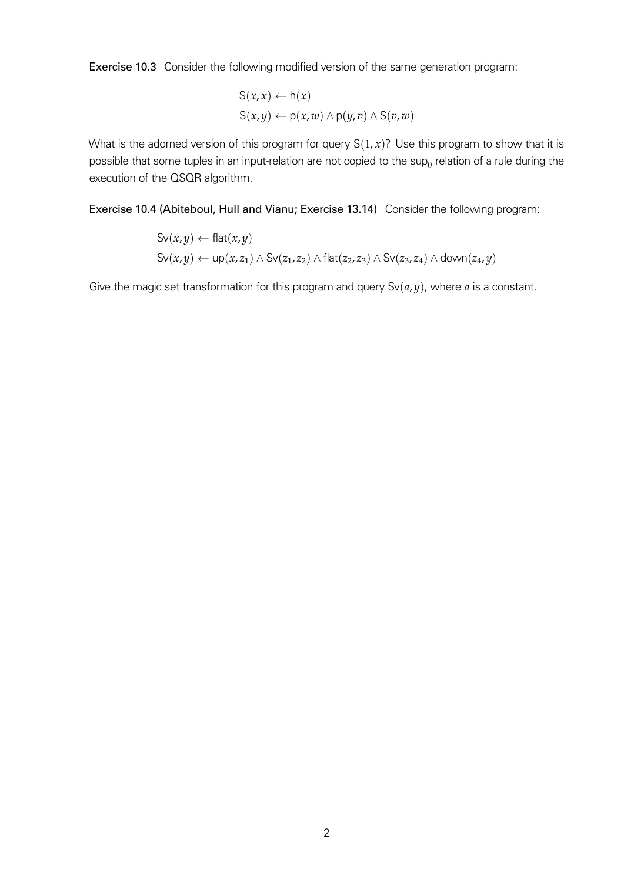**Exercise 10.3** Consider the following modified version of the same generation program:

$$
\begin{aligned}
&\mathsf{S}(x,x) \leftarrow \mathsf{h}(x) \\
&\mathsf{S}(x,y) \leftarrow \mathsf{p}(x,w) \wedge \mathsf{p}(y,v) \wedge \mathsf{S}(v,w)
\end{aligned}
$$

What is the adorned version of this program for query $\mathsf{S}(1,x)$? Use this program to show that it is possible that some tuples in an input-relation are not copied to the $\mathsf{sup}_0$ relation of a rule during the execution of the QSQR algorithm.

**Exercise 10.4 (Abiteboul, Hull and Vianu; Exercise 13.14)** Consider the following program:

$$
\begin{aligned}
&\mathsf{Sv}(x,y) \leftarrow \mathsf{flat}(x,y) \\
&\mathsf{Sv}(x,y) \leftarrow \mathsf{up}(x,z_1) \wedge \mathsf{Sv}(z_1,z_2) \wedge \mathsf{flat}(z_2,z_3) \wedge \mathsf{Sv}(z_3,z_4) \wedge \mathsf{down}(z_4,y)
\end{aligned}
$$

Give the magic set transformation for this program and query $\mathsf{Sv}(a,y)$, where $a$ is a constant.